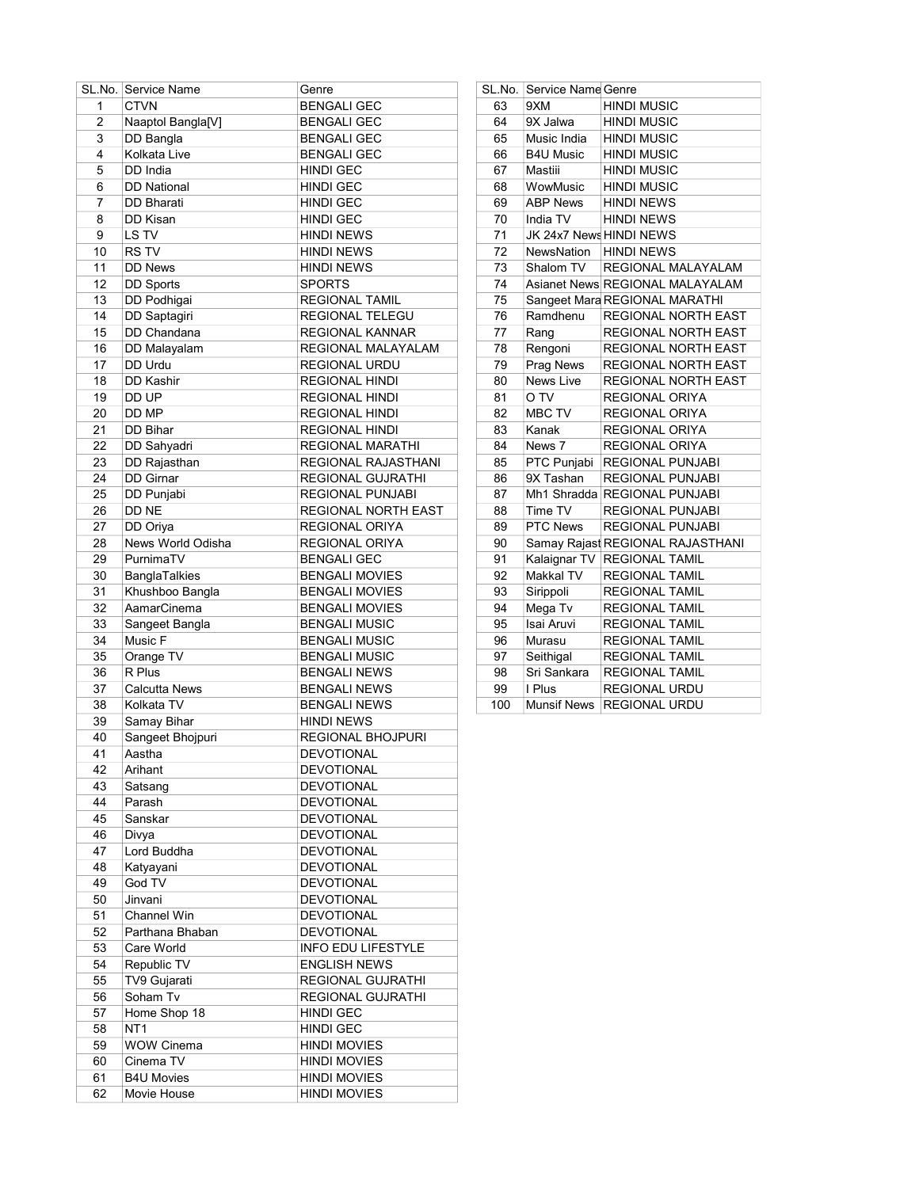| SL.No. | Service Name | Genre |
|---|---|---|
| 1 | CTVN | BENGALI GEC |
| 2 | Naaptol Bangla[V] | BENGALI GEC |
| 3 | DD Bangla | BENGALI GEC |
| 4 | Kolkata Live | BENGALI GEC |
| 5 | DD India | HINDI GEC |
| 6 | DD National | HINDI GEC |
| 7 | DD Bharati | HINDI GEC |
| 8 | DD Kisan | HINDI GEC |
| 9 | LS TV | HINDI NEWS |
| 10 | RS TV | HINDI NEWS |
| 11 | DD News | HINDI NEWS |
| 12 | DD Sports | SPORTS |
| 13 | DD Podhigai | REGIONAL TAMIL |
| 14 | DD Saptagiri | REGIONAL TELEGU |
| 15 | DD Chandana | REGIONAL KANNAR |
| 16 | DD Malayalam | REGIONAL MALAYALAM |
| 17 | DD Urdu | REGIONAL URDU |
| 18 | DD Kashir | REGIONAL HINDI |
| 19 | DD UP | REGIONAL HINDI |
| 20 | DD MP | REGIONAL HINDI |
| 21 | DD Bihar | REGIONAL HINDI |
| 22 | DD Sahyadri | REGIONAL MARATHI |
| 23 | DD Rajasthan | REGIONAL RAJASTHANI |
| 24 | DD Girnar | REGIONAL GUJRATHI |
| 25 | DD Punjabi | REGIONAL PUNJABI |
| 26 | DD NE | REGIONAL NORTH EAST |
| 27 | DD Oriya | REGIONAL ORIYA |
| 28 | News World Odisha | REGIONAL ORIYA |
| 29 | PurnimaTV | BENGALI GEC |
| 30 | BanglaTalkies | BENGALI MOVIES |
| 31 | Khushboo Bangla | BENGALI MOVIES |
| 32 | AamarCinema | BENGALI MOVIES |
| 33 | Sangeet Bangla | BENGALI MUSIC |
| 34 | Music F | BENGALI MUSIC |
| 35 | Orange TV | BENGALI MUSIC |
| 36 | R Plus | BENGALI NEWS |
| 37 | Calcutta News | BENGALI NEWS |
| 38 | Kolkata TV | BENGALI NEWS |
| 39 | Samay Bihar | HINDI NEWS |
| 40 | Sangeet Bhojpuri | REGIONAL BHOJPURI |
| 41 | Aastha | DEVOTIONAL |
| 42 | Arihant | DEVOTIONAL |
| 43 | Satsang | DEVOTIONAL |
| 44 | Parash | DEVOTIONAL |
| 45 | Sanskar | DEVOTIONAL |
| 46 | Divya | DEVOTIONAL |
| 47 | Lord Buddha | DEVOTIONAL |
| 48 | Katyayani | DEVOTIONAL |
| 49 | God TV | DEVOTIONAL |
| 50 | Jinvani | DEVOTIONAL |
| 51 | Channel Win | DEVOTIONAL |
| 52 | Parthana Bhaban | DEVOTIONAL |
| 53 | Care World | INFO EDU LIFESTYLE |
| 54 | Republic TV | ENGLISH NEWS |
| 55 | TV9 Gujarati | REGIONAL GUJRATHI |
| 56 | Soham Tv | REGIONAL GUJRATHI |
| 57 | Home Shop 18 | HINDI GEC |
| 58 | NT1 | HINDI GEC |
| 59 | WOW Cinema | HINDI MOVIES |
| 60 | Cinema TV | HINDI MOVIES |
| 61 | B4U Movies | HINDI MOVIES |
| 62 | Movie House | HINDI MOVIES |
| 63 | 9XM | HINDI MUSIC |
| 64 | 9X Jalwa | HINDI MUSIC |
| 65 | Music India | HINDI MUSIC |
| 66 | B4U Music | HINDI MUSIC |
| 67 | Mastiii | HINDI MUSIC |
| 68 | WowMusic | HINDI MUSIC |
| 69 | ABP News | HINDI NEWS |
| 70 | India TV | HINDI NEWS |
| 71 | JK 24x7 News | HINDI NEWS |
| 72 | NewsNation | HINDI NEWS |
| 73 | Shalom TV | REGIONAL MALAYALAM |
| 74 | Asianet News | REGIONAL MALAYALAM |
| 75 | Sangeet Mara | REGIONAL MARATHI |
| 76 | Ramdhenu | REGIONAL NORTH EAST |
| 77 | Rang | REGIONAL NORTH EAST |
| 78 | Rengoni | REGIONAL NORTH EAST |
| 79 | Prag News | REGIONAL NORTH EAST |
| 80 | News Live | REGIONAL NORTH EAST |
| 81 | O TV | REGIONAL ORIYA |
| 82 | MBC TV | REGIONAL ORIYA |
| 83 | Kanak | REGIONAL ORIYA |
| 84 | News 7 | REGIONAL ORIYA |
| 85 | PTC Punjabi | REGIONAL PUNJABI |
| 86 | 9X Tashan | REGIONAL PUNJABI |
| 87 | Mh1 Shradda | REGIONAL PUNJABI |
| 88 | Time TV | REGIONAL PUNJABI |
| 89 | PTC News | REGIONAL PUNJABI |
| 90 | Samay Rajast | REGIONAL RAJASTHANI |
| 91 | Kalaignar TV | REGIONAL TAMIL |
| 92 | Makkal TV | REGIONAL TAMIL |
| 93 | Sirippoli | REGIONAL TAMIL |
| 94 | Mega Tv | REGIONAL TAMIL |
| 95 | Isai Aruvi | REGIONAL TAMIL |
| 96 | Murasu | REGIONAL TAMIL |
| 97 | Seithigal | REGIONAL TAMIL |
| 98 | Sri Sankara | REGIONAL TAMIL |
| 99 | I Plus | REGIONAL URDU |
| 100 | Munsif News | REGIONAL URDU |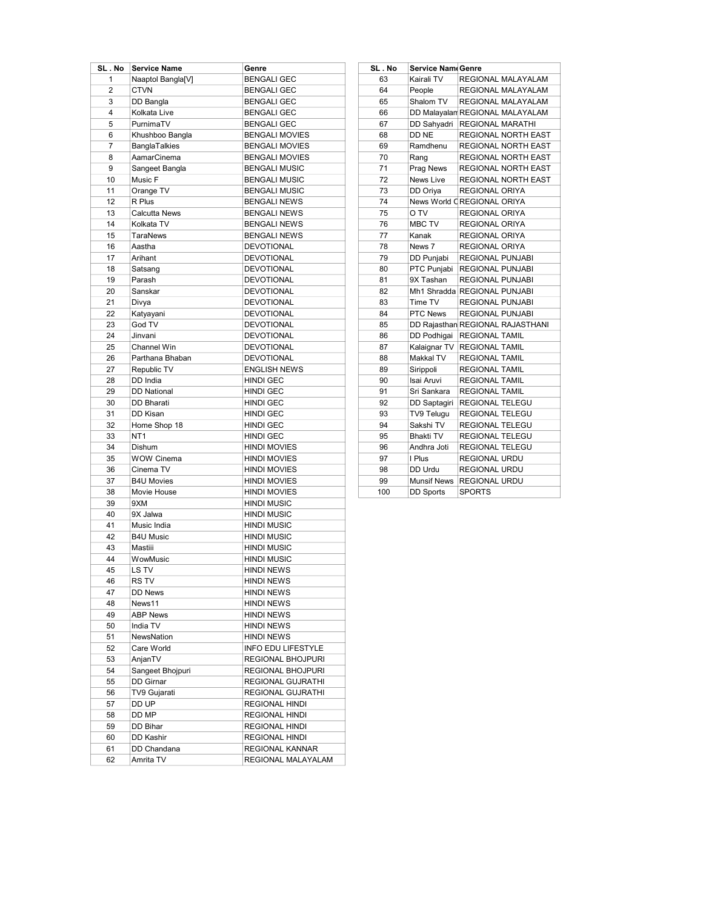| SL . No | Service Name | Genre |
|---|---|---|
| 1 | Naaptol Bangla[V] | BENGALI GEC |
| 2 | CTVN | BENGALI GEC |
| 3 | DD Bangla | BENGALI GEC |
| 4 | Kolkata Live | BENGALI GEC |
| 5 | PurnimaTV | BENGALI GEC |
| 6 | Khushboo Bangla | BENGALI MOVIES |
| 7 | BanglaTalkies | BENGALI MOVIES |
| 8 | AamarCinema | BENGALI MOVIES |
| 9 | Sangeet Bangla | BENGALI MUSIC |
| 10 | Music F | BENGALI MUSIC |
| 11 | Orange TV | BENGALI MUSIC |
| 12 | R Plus | BENGALI NEWS |
| 13 | Calcutta News | BENGALI NEWS |
| 14 | Kolkata TV | BENGALI NEWS |
| 15 | TaraNews | BENGALI NEWS |
| 16 | Aastha | DEVOTIONAL |
| 17 | Arihant | DEVOTIONAL |
| 18 | Satsang | DEVOTIONAL |
| 19 | Parash | DEVOTIONAL |
| 20 | Sanskar | DEVOTIONAL |
| 21 | Divya | DEVOTIONAL |
| 22 | Katyayani | DEVOTIONAL |
| 23 | God TV | DEVOTIONAL |
| 24 | Jinvani | DEVOTIONAL |
| 25 | Channel Win | DEVOTIONAL |
| 26 | Parthana Bhaban | DEVOTIONAL |
| 27 | Republic TV | ENGLISH NEWS |
| 28 | DD India | HINDI GEC |
| 29 | DD National | HINDI GEC |
| 30 | DD Bharati | HINDI GEC |
| 31 | DD Kisan | HINDI GEC |
| 32 | Home Shop 18 | HINDI GEC |
| 33 | NT1 | HINDI GEC |
| 34 | Dishum | HINDI MOVIES |
| 35 | WOW Cinema | HINDI MOVIES |
| 36 | Cinema TV | HINDI MOVIES |
| 37 | B4U Movies | HINDI MOVIES |
| 38 | Movie House | HINDI MOVIES |
| 39 | 9XM | HINDI MUSIC |
| 40 | 9X Jalwa | HINDI MUSIC |
| 41 | Music India | HINDI MUSIC |
| 42 | B4U Music | HINDI MUSIC |
| 43 | Mastiii | HINDI MUSIC |
| 44 | WowMusic | HINDI MUSIC |
| 45 | LS TV | HINDI NEWS |
| 46 | RS TV | HINDI NEWS |
| 47 | DD News | HINDI NEWS |
| 48 | News11 | HINDI NEWS |
| 49 | ABP News | HINDI NEWS |
| 50 | India TV | HINDI NEWS |
| 51 | NewsNation | HINDI NEWS |
| 52 | Care World | INFO EDU LIFESTYLE |
| 53 | AnjanTV | REGIONAL BHOJPURI |
| 54 | Sangeet Bhojpuri | REGIONAL BHOJPURI |
| 55 | DD Girnar | REGIONAL GUJRATHI |
| 56 | TV9 Gujarati | REGIONAL GUJRATHI |
| 57 | DD UP | REGIONAL HINDI |
| 58 | DD MP | REGIONAL HINDI |
| 59 | DD Bihar | REGIONAL HINDI |
| 60 | DD Kashir | REGIONAL HINDI |
| 61 | DD Chandana | REGIONAL KANNAR |
| 62 | Amrita TV | REGIONAL MALAYALAM |
| 63 | Kairali TV | REGIONAL MALAYALAM |
| 64 | People | REGIONAL MALAYALAM |
| 65 | Shalom TV | REGIONAL MALAYALAM |
| 66 | DD Malayalam | REGIONAL MALAYALAM |
| 67 | DD Sahyadri | REGIONAL MARATHI |
| 68 | DD NE | REGIONAL NORTH EAST |
| 69 | Ramdhenu | REGIONAL NORTH EAST |
| 70 | Rang | REGIONAL NORTH EAST |
| 71 | Prag News | REGIONAL NORTH EAST |
| 72 | News Live | REGIONAL NORTH EAST |
| 73 | DD Oriya | REGIONAL ORIYA |
| 74 | News World C | REGIONAL ORIYA |
| 75 | O TV | REGIONAL ORIYA |
| 76 | MBC TV | REGIONAL ORIYA |
| 77 | Kanak | REGIONAL ORIYA |
| 78 | News 7 | REGIONAL ORIYA |
| 79 | DD Punjabi | REGIONAL PUNJABI |
| 80 | PTC Punjabi | REGIONAL PUNJABI |
| 81 | 9X Tashan | REGIONAL PUNJABI |
| 82 | Mh1 Shradda | REGIONAL PUNJABI |
| 83 | Time TV | REGIONAL PUNJABI |
| 84 | PTC News | REGIONAL PUNJABI |
| 85 | DD Rajasthan | REGIONAL RAJASTHANI |
| 86 | DD Podhigai | REGIONAL TAMIL |
| 87 | Kalaignar TV | REGIONAL TAMIL |
| 88 | Makkal TV | REGIONAL TAMIL |
| 89 | Sirippoli | REGIONAL TAMIL |
| 90 | Isai Aruvi | REGIONAL TAMIL |
| 91 | Sri Sankara | REGIONAL TAMIL |
| 92 | DD Saptagiri | REGIONAL TELEGU |
| 93 | TV9 Telugu | REGIONAL TELEGU |
| 94 | Sakshi TV | REGIONAL TELEGU |
| 95 | Bhakti TV | REGIONAL TELEGU |
| 96 | Andhra Joti | REGIONAL TELEGU |
| 97 | I Plus | REGIONAL URDU |
| 98 | DD Urdu | REGIONAL URDU |
| 99 | Munsif News | REGIONAL URDU |
| 100 | DD Sports | SPORTS |